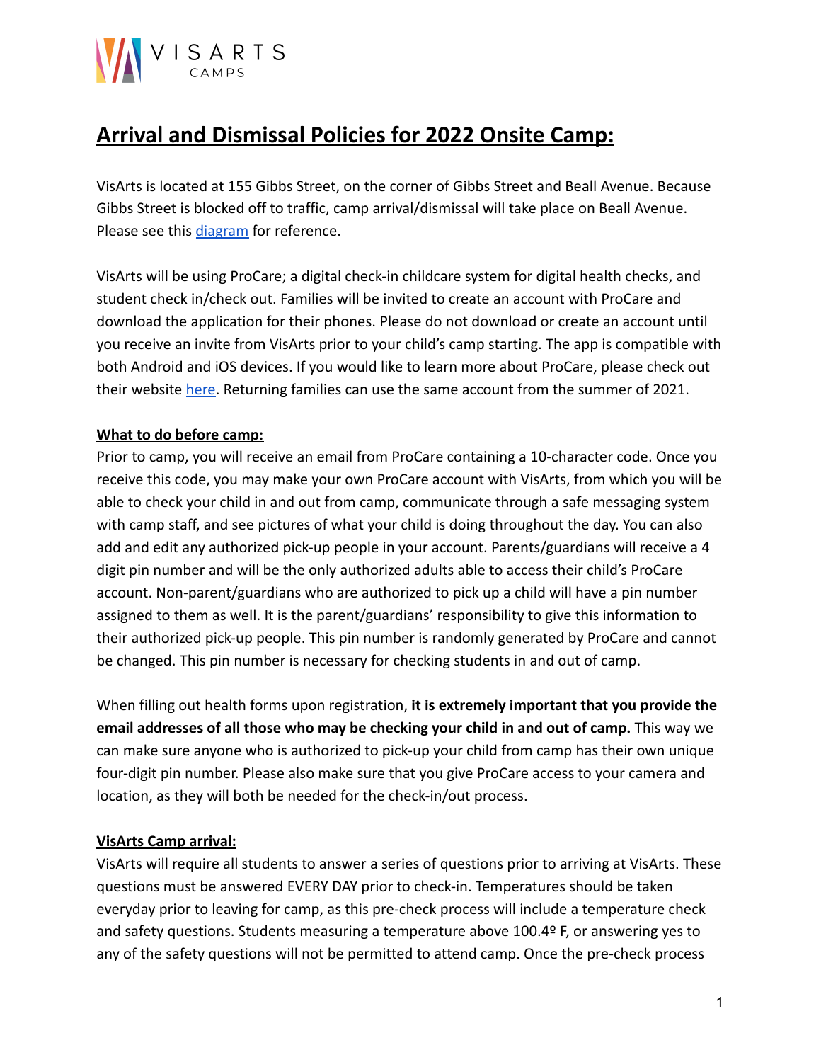# Arrival and Dismissal Policies for 2022 Onsite Camp:

VisArts is located at 155 Gibbs Street, on the corner of Gibbs Street and Beall Avenue. Because Gibbs Street is blocked off to traffic, camp arrival/dismissal will take place on Beall Avenue. Please see this diagram for reference.

VisArts will be using ProCare; a digital check-in childcare system for digital health checks, and student check in/check out. Families will be invited to create an account with ProCare and download the application for their phones. Please do not download or create an account until you receive an invite from VisArts prior to your child's camp starting. The app is compatible with both Android and iOS devices. If you would like to learn more about ProCare, please check out their website here. Returning families can use the same account from the summer of 2021.

## What to do before camp:

Prior to camp, you will receive an email from ProCare containing a 10-character code. Once you receive this code, you may make your own ProCare account with VisArts, from which you will be able to check your child in and out from camp, communicate through a safe messaging system with camp staff, and see pictures of what your child is doing throughout the day. You can also add and edit any authorized pick-up people in your account. Parents/guardians will receive a 4 digit pin number and will be the only authorized adults able to access their child's ProCare account. Non-parent/guardians who are authorized to pick up a child will have a pin number assigned to them as well. It is the parent/guardians' responsibility to give this information to their authorized pick-up people. This pin number is randomly generated by ProCare and cannot be changed. This pin number is necessary for checking students in and out of camp.

When filling out health forms upon registration, **it is extremely important that you provide the email addresses of all those who may be checking your child in and out of camp.** This way we can make sure anyone who is authorized to pick-up your child from camp has their own unique four-digit pin number. Please also make sure that you give ProCare access to your camera and location, as they will both be needed for the check-in/out process.

## VisArts Camp arrival:

VisArts will require all students to answer a series of questions prior to arriving at VisArts. These questions must be answered EVERY DAY prior to check-in. Temperatures should be taken everyday prior to leaving for camp, as this pre-check process will include a temperature check and safety questions. Students measuring a temperature above 100.4º F, or answering yes to any of the safety questions will not be permitted to attend camp. Once the pre-check process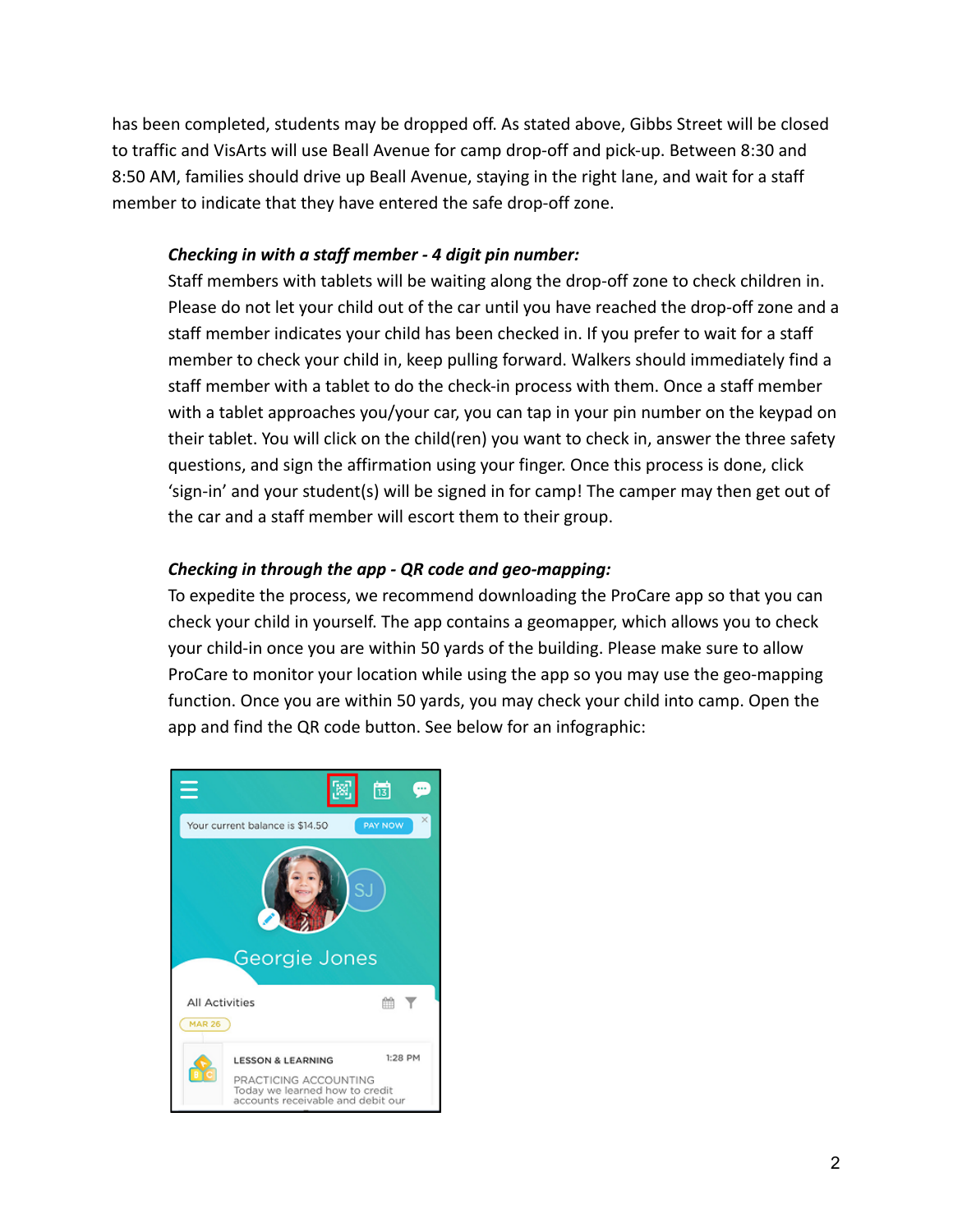has been completed, students may be dropped off. As stated above, Gibbs Street will be closed to traffic and VisArts will use Beall Avenue for camp drop-off and pick-up. Between 8:30 and 8:50 AM, families should drive up Beall Avenue, staying in the right lane, and wait for a staff member to indicate that they have entered the safe drop-off zone.

***Checking in with a staff member - 4 digit pin number:***

Staff members with tablets will be waiting along the drop-off zone to check children in. Please do not let your child out of the car until you have reached the drop-off zone and a staff member indicates your child has been checked in. If you prefer to wait for a staff member to check your child in, keep pulling forward. Walkers should immediately find a staff member with a tablet to do the check-in process with them. Once a staff member with a tablet approaches you/your car, you can tap in your pin number on the keypad on their tablet. You will click on the child(ren) you want to check in, answer the three safety questions, and sign the affirmation using your finger. Once this process is done, click 'sign-in' and your student(s) will be signed in for camp! The camper may then get out of the car and a staff member will escort them to their group.

***Checking in through the app - QR code and geo-mapping:***

To expedite the process, we recommend downloading the ProCare app so that you can check your child in yourself. The app contains a geomapper, which allows you to check your child-in once you are within 50 yards of the building. Please make sure to allow ProCare to monitor your location while using the app so you may use the geo-mapping function. Once you are within 50 yards, you may check your child into camp. Open the app and find the QR code button. See below for an infographic: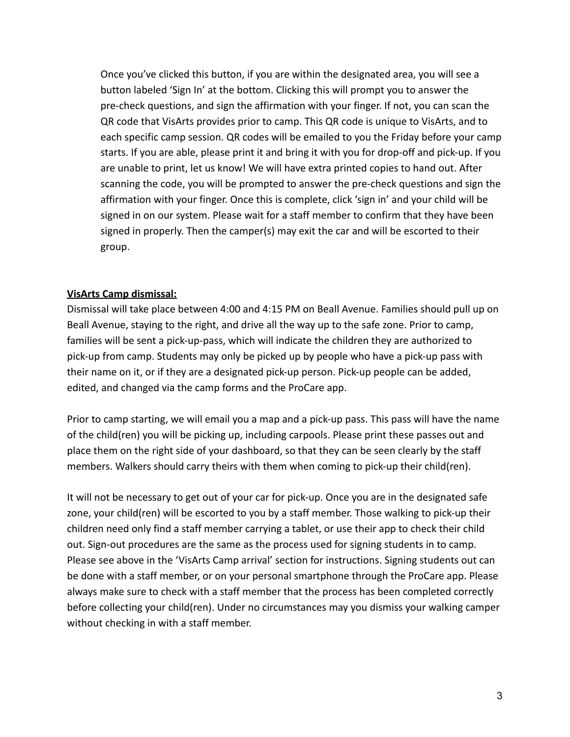Once you've clicked this button, if you are within the designated area, you will see a button labeled 'Sign In' at the bottom. Clicking this will prompt you to answer the pre-check questions, and sign the affirmation with your finger. If not, you can scan the QR code that VisArts provides prior to camp. This QR code is unique to VisArts, and to each specific camp session. QR codes will be emailed to you the Friday before your camp starts. If you are able, please print it and bring it with you for drop-off and pick-up. If you are unable to print, let us know! We will have extra printed copies to hand out. After scanning the code, you will be prompted to answer the pre-check questions and sign the affirmation with your finger. Once this is complete, click 'sign in' and your child will be signed in on our system. Please wait for a staff member to confirm that they have been signed in properly. Then the camper(s) may exit the car and will be escorted to their group.

**VisArts Camp dismissal:**

Dismissal will take place between 4:00 and 4:15 PM on Beall Avenue. Families should pull up on Beall Avenue, staying to the right, and drive all the way up to the safe zone. Prior to camp, families will be sent a pick-up-pass, which will indicate the children they are authorized to pick-up from camp. Students may only be picked up by people who have a pick-up pass with their name on it, or if they are a designated pick-up person. Pick-up people can be added, edited, and changed via the camp forms and the ProCare app.

Prior to camp starting, we will email you a map and a pick-up pass. This pass will have the name of the child(ren) you will be picking up, including carpools. Please print these passes out and place them on the right side of your dashboard, so that they can be seen clearly by the staff members. Walkers should carry theirs with them when coming to pick-up their child(ren).

It will not be necessary to get out of your car for pick-up. Once you are in the designated safe zone, your child(ren) will be escorted to you by a staff member. Those walking to pick-up their children need only find a staff member carrying a tablet, or use their app to check their child out. Sign-out procedures are the same as the process used for signing students in to camp. Please see above in the 'VisArts Camp arrival' section for instructions. Signing students out can be done with a staff member, or on your personal smartphone through the ProCare app. Please always make sure to check with a staff member that the process has been completed correctly before collecting your child(ren). Under no circumstances may you dismiss your walking camper without checking in with a staff member.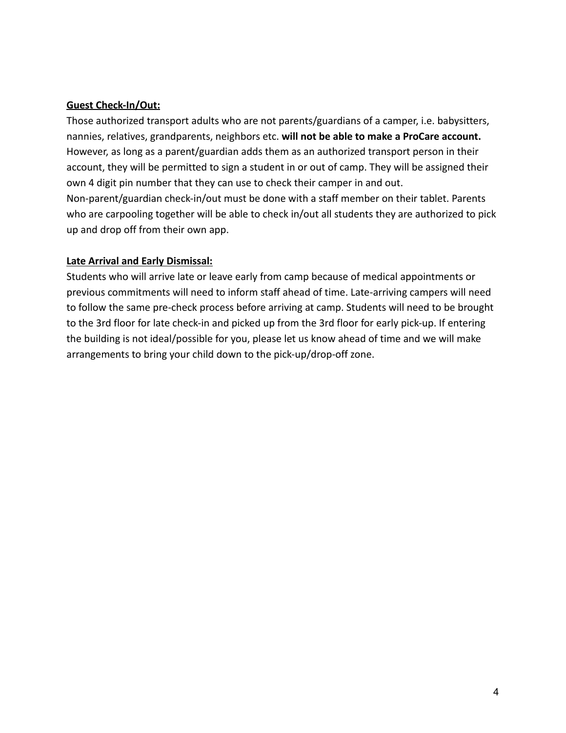**<u>Guest Check-In/Out:</u>**

Those authorized transport adults who are not parents/guardians of a camper, i.e. babysitters, nannies, relatives, grandparents, neighbors etc. **will not be able to make a ProCare account.** However, as long as a parent/guardian adds them as an authorized transport person in their account, they will be permitted to sign a student in or out of camp. They will be assigned their own 4 digit pin number that they can use to check their camper in and out. Non-parent/guardian check-in/out must be done with a staff member on their tablet. Parents who are carpooling together will be able to check in/out all students they are authorized to pick up and drop off from their own app.

**<u>Late Arrival and Early Dismissal:</u>**

Students who will arrive late or leave early from camp because of medical appointments or previous commitments will need to inform staff ahead of time. Late-arriving campers will need to follow the same pre-check process before arriving at camp. Students will need to be brought to the 3rd floor for late check-in and picked up from the 3rd floor for early pick-up. If entering the building is not ideal/possible for you, please let us know ahead of time and we will make arrangements to bring your child down to the pick-up/drop-off zone.